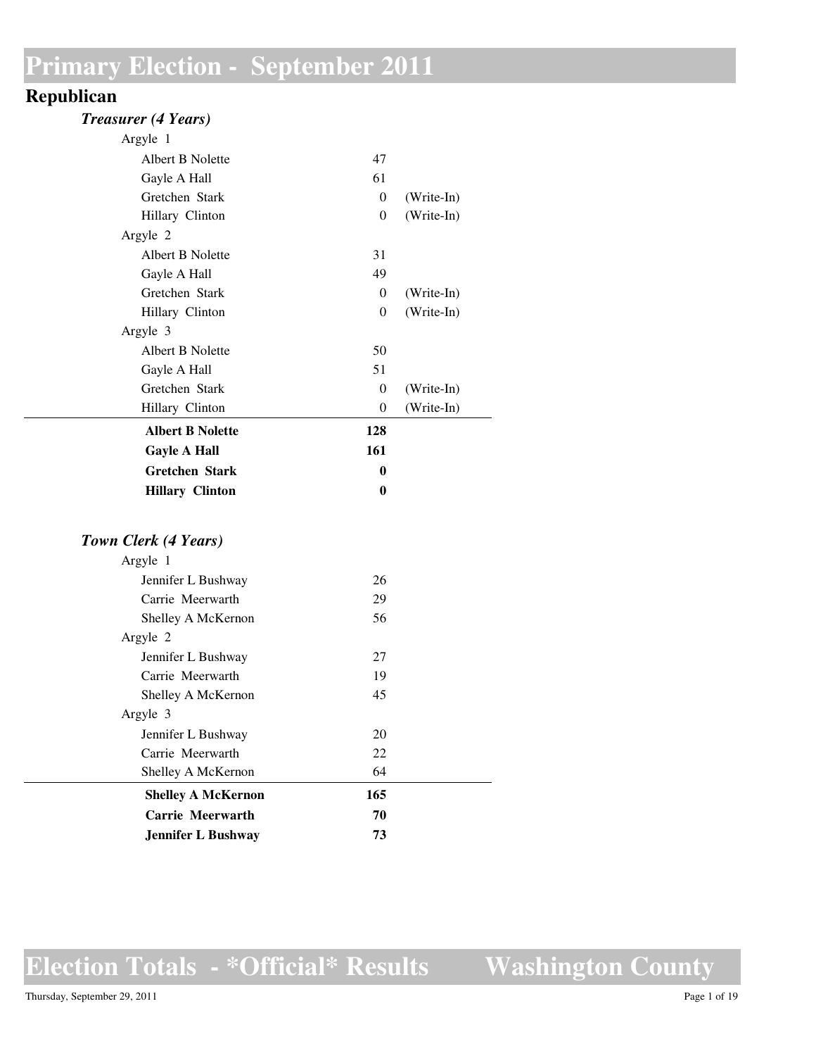# Primary Election - September 2011

## Republican

### *Treasurer (4 Years)*

| | | |
|---|---|---|
| Argyle 1 | | |
| Albert B Nolette | 47 | |
| Gayle A Hall | 61 | |
| Gretchen Stark | 0 | (Write-In) |
| Hillary Clinton | 0 | (Write-In) |
| Argyle 2 | | |
| Albert B Nolette | 31 | |
| Gayle A Hall | 49 | |
| Gretchen Stark | 0 | (Write-In) |
| Hillary Clinton | 0 | (Write-In) |
| Argyle 3 | | |
| Albert B Nolette | 50 | |
| Gayle A Hall | 51 | |
| Gretchen Stark | 0 | (Write-In) |
| Hillary Clinton | 0 | (Write-In) |
| **Albert B Nolette** | **128** | |
| **Gayle A Hall** | **161** | |
| **Gretchen Stark** | **0** | |
| **Hillary Clinton** | **0** | |

### *Town Clerk (4 Years)*

| | |
|---|---|
| Argyle 1 | |
| Jennifer L Bushway | 26 |
| Carrie Meerwarth | 29 |
| Shelley A McKernon | 56 |
| Argyle 2 | |
| Jennifer L Bushway | 27 |
| Carrie Meerwarth | 19 |
| Shelley A McKernon | 45 |
| Argyle 3 | |
| Jennifer L Bushway | 20 |
| Carrie Meerwarth | 22 |
| Shelley A McKernon | 64 |
| **Shelley A McKernon** | **165** |
| **Carrie Meerwarth** | **70** |
| **Jennifer L Bushway** | **73** |

# Election Totals - \*Official\* Results Washington County

Thursday, September 29, 2011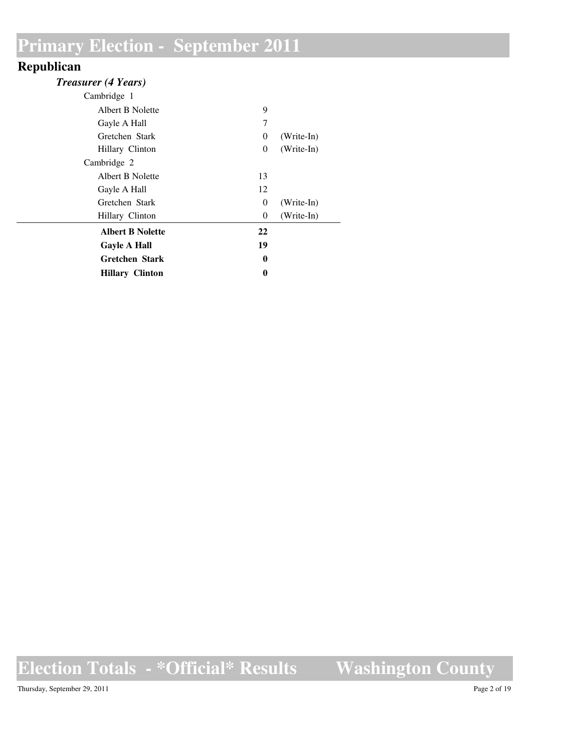# Primary Election - September 2011

## Republican

### *Treasurer (4 Years)*

| | Votes | |
|---|---|---|
| **Cambridge 1** | | |
| Albert B Nolette | 9 | |
| Gayle A Hall | 7 | |
| Gretchen Stark | 0 | (Write-In) |
| Hillary Clinton | 0 | (Write-In) |
| **Cambridge 2** | | |
| Albert B Nolette | 13 | |
| Gayle A Hall | 12 | |
| Gretchen Stark | 0 | (Write-In) |
| Hillary Clinton | 0 | (Write-In) |
| **Albert B Nolette** | **22** | |
| **Gayle A Hall** | **19** | |
| **Gretchen Stark** | **0** | |
| **Hillary Clinton** | **0** | |

Election Totals - \*Official\* Results Washington County

Thursday, September 29, 2011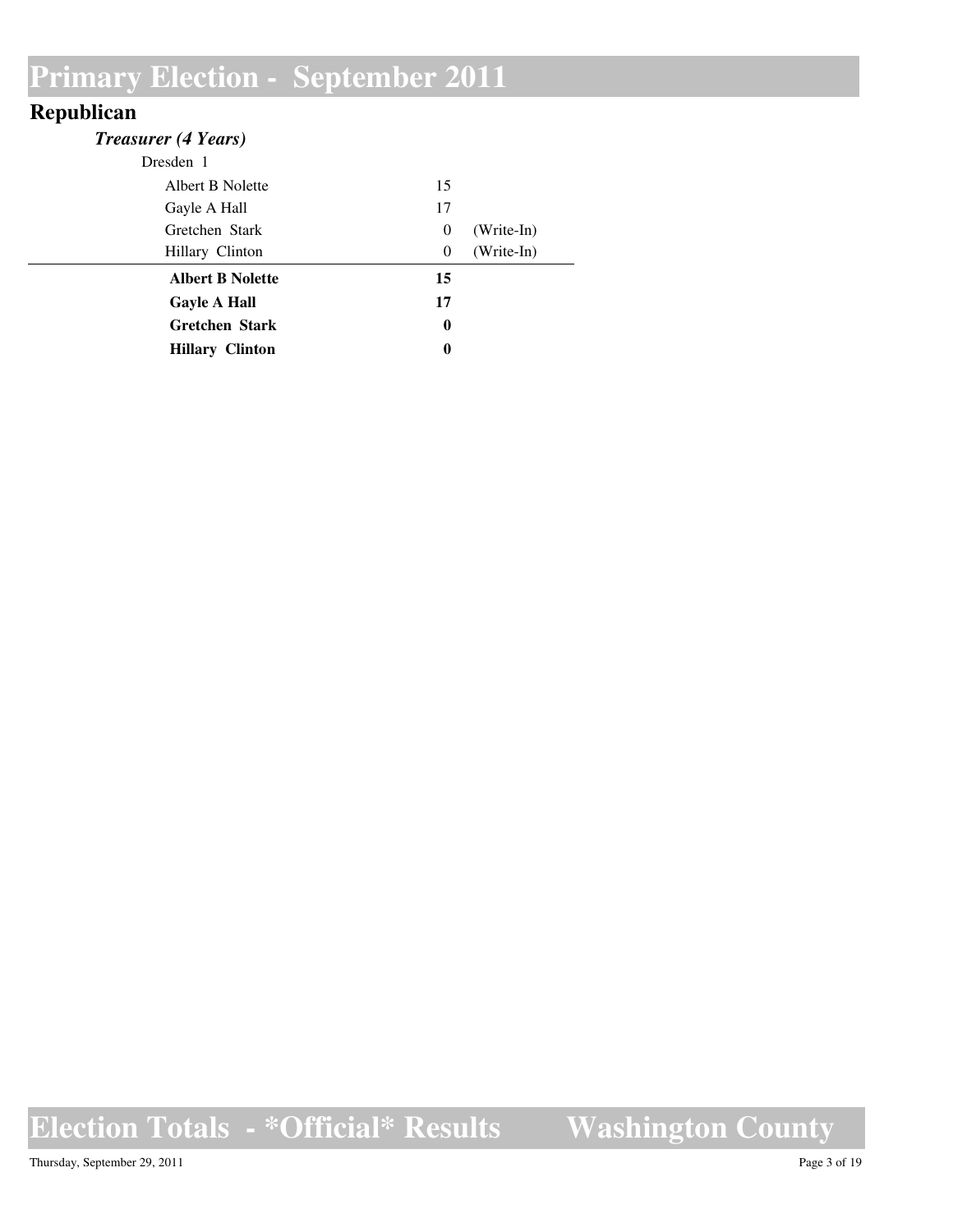# Primary Election - September 2011

## Republican

### *Treasurer (4 Years)*

Dresden 1

| Candidate | Votes | |
|---|---|---|
| Albert B Nolette | 15 | |
| Gayle A Hall | 17 | |
| Gretchen Stark | 0 | (Write-In) |
| Hillary Clinton | 0 | (Write-In) |
| **Albert B Nolette** | **15** | |
| **Gayle A Hall** | **17** | |
| **Gretchen Stark** | **0** | |
| **Hillary Clinton** | **0** | |

# Election Totals - *Official* Results Washington County

Thursday, September 29, 2011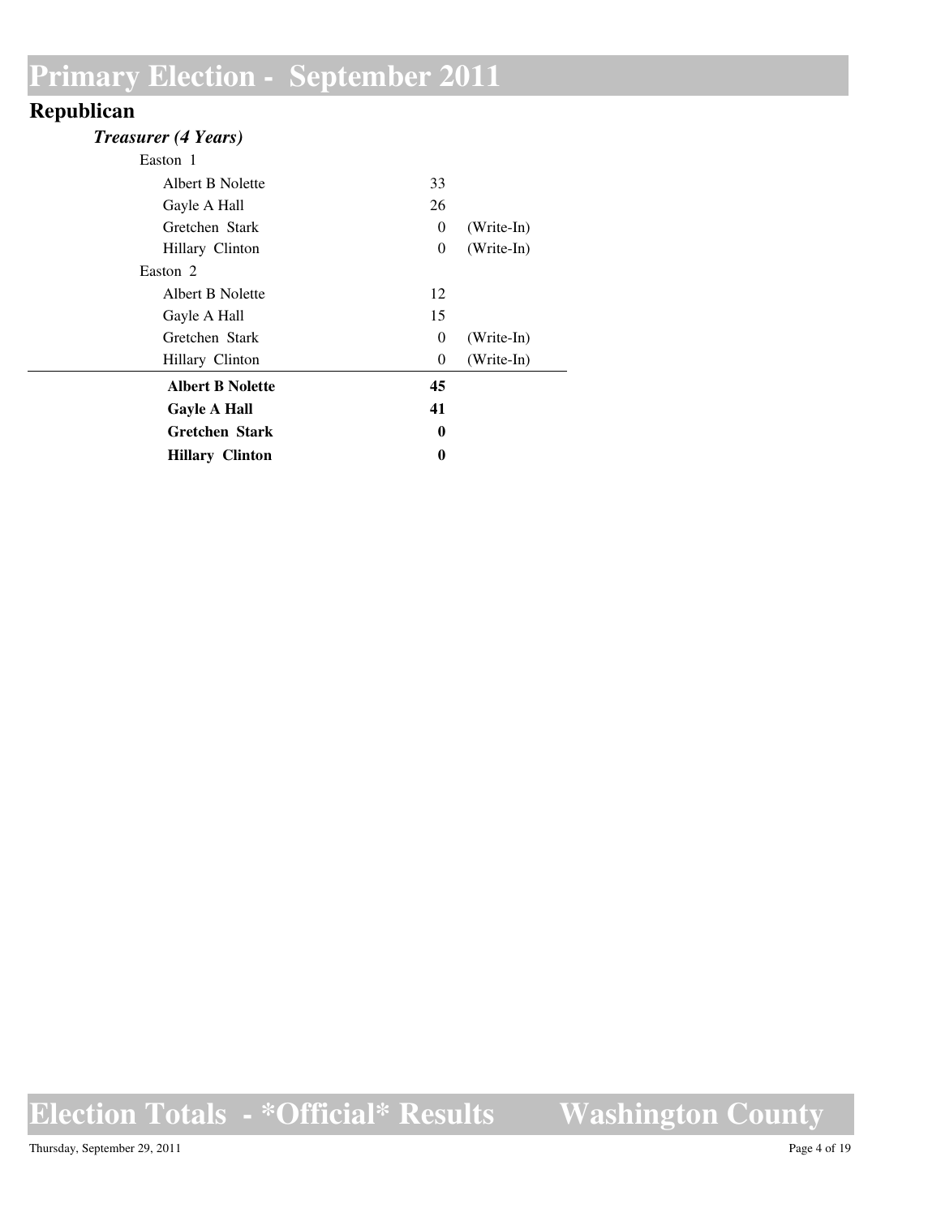# Primary Election - September 2011

## Republican

### *Treasurer (4 Years)*

| | | |
|---|---|---|
| Easton 1 | | |
| Albert B Nolette | 33 | |
| Gayle A Hall | 26 | |
| Gretchen Stark | 0 | (Write-In) |
| Hillary Clinton | 0 | (Write-In) |
| Easton 2 | | |
| Albert B Nolette | 12 | |
| Gayle A Hall | 15 | |
| Gretchen Stark | 0 | (Write-In) |
| Hillary Clinton | 0 | (Write-In) |
| **Albert B Nolette** | **45** | |
| **Gayle A Hall** | **41** | |
| **Gretchen Stark** | **0** | |
| **Hillary Clinton** | **0** | |

# Election Totals - *Official* Results Washington County

Thursday, September 29, 2011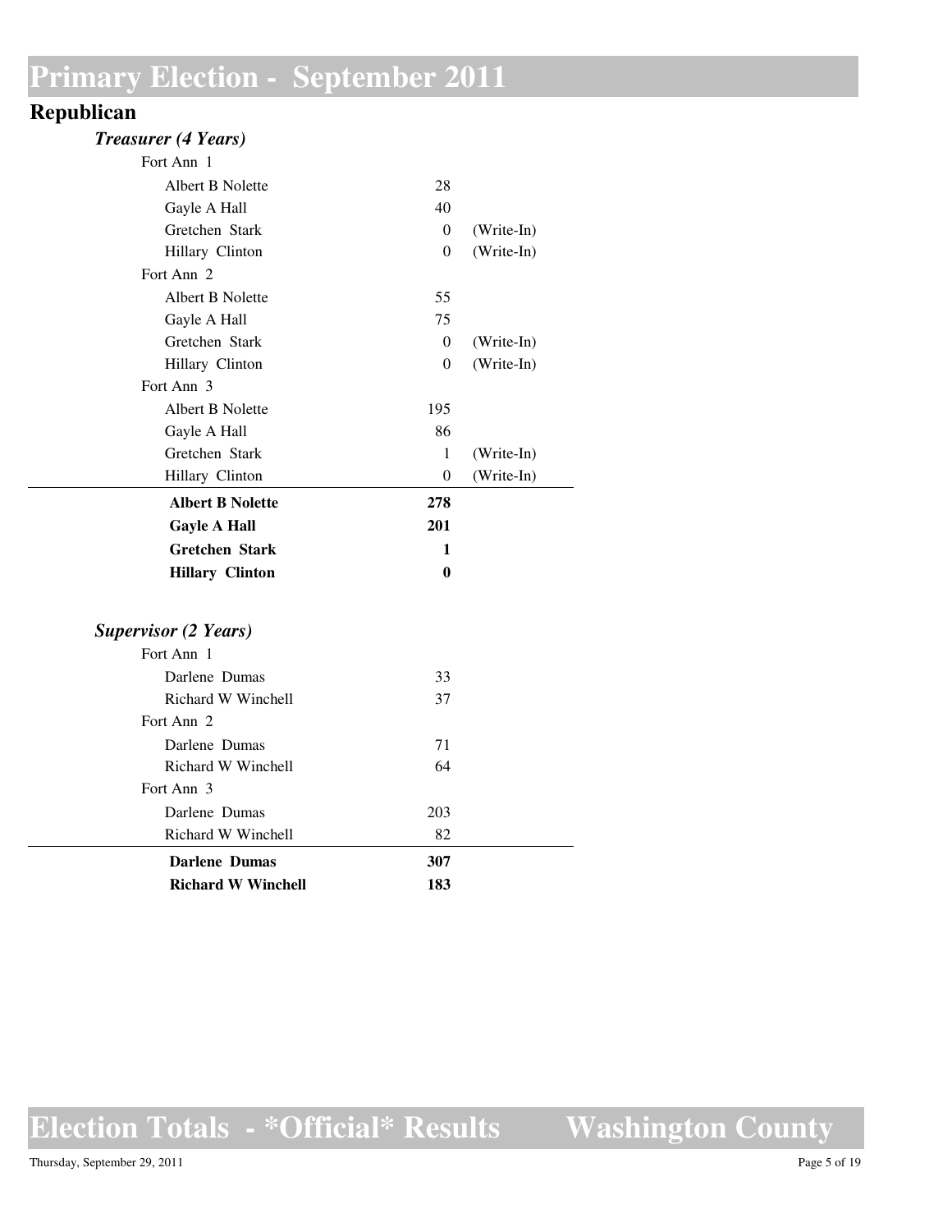# Primary Election - September 2011

## Republican

### *Treasurer (4 Years)*

| | | |
|---|---|---|
| Fort Ann 1 | | |
| Albert B Nolette | 28 | |
| Gayle A Hall | 40 | |
| Gretchen Stark | 0 | (Write-In) |
| Hillary Clinton | 0 | (Write-In) |
| Fort Ann 2 | | |
| Albert B Nolette | 55 | |
| Gayle A Hall | 75 | |
| Gretchen Stark | 0 | (Write-In) |
| Hillary Clinton | 0 | (Write-In) |
| Fort Ann 3 | | |
| Albert B Nolette | 195 | |
| Gayle A Hall | 86 | |
| Gretchen Stark | 1 | (Write-In) |
| Hillary Clinton | 0 | (Write-In) |
| **Albert B Nolette** | **278** | |
| **Gayle A Hall** | **201** | |
| **Gretchen Stark** | **1** | |
| **Hillary Clinton** | **0** | |

### *Supervisor (2 Years)*

| | |
|---|---|
| Fort Ann 1 | |
| Darlene Dumas | 33 |
| Richard W Winchell | 37 |
| Fort Ann 2 | |
| Darlene Dumas | 71 |
| Richard W Winchell | 64 |
| Fort Ann 3 | |
| Darlene Dumas | 203 |
| Richard W Winchell | 82 |
| **Darlene Dumas** | **307** |
| **Richard W Winchell** | **183** |

# Election Totals - *Official* Results Washington County

Thursday, September 29, 2011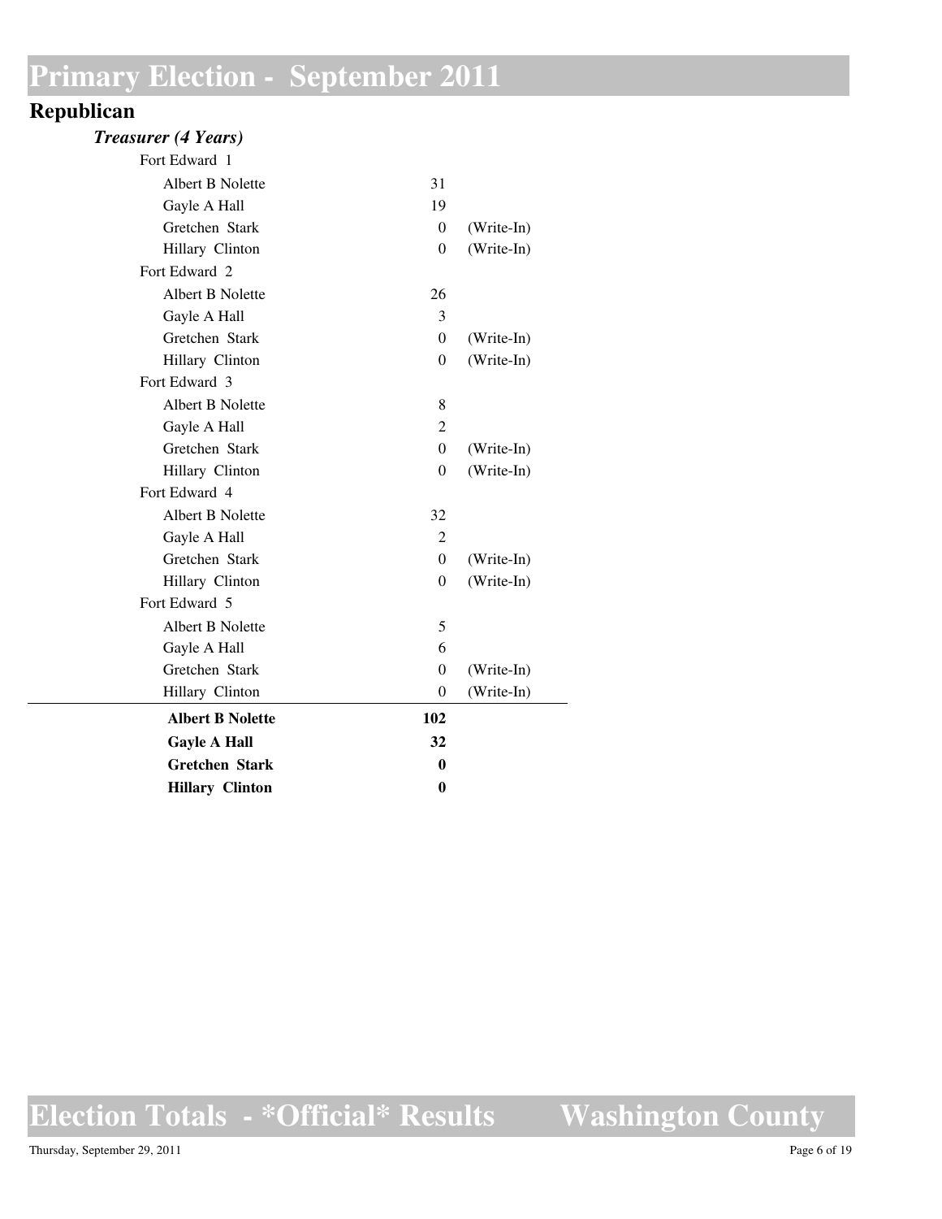# Primary Election - September 2011

## Republican

### *Treasurer (4 Years)*

| | Votes | |
|---|---|---|
| **Fort Edward 1** | | |
| Albert B Nolette | 31 | |
| Gayle A Hall | 19 | |
| Gretchen Stark | 0 | (Write-In) |
| Hillary Clinton | 0 | (Write-In) |
| **Fort Edward 2** | | |
| Albert B Nolette | 26 | |
| Gayle A Hall | 3 | |
| Gretchen Stark | 0 | (Write-In) |
| Hillary Clinton | 0 | (Write-In) |
| **Fort Edward 3** | | |
| Albert B Nolette | 8 | |
| Gayle A Hall | 2 | |
| Gretchen Stark | 0 | (Write-In) |
| Hillary Clinton | 0 | (Write-In) |
| **Fort Edward 4** | | |
| Albert B Nolette | 32 | |
| Gayle A Hall | 2 | |
| Gretchen Stark | 0 | (Write-In) |
| Hillary Clinton | 0 | (Write-In) |
| **Fort Edward 5** | | |
| Albert B Nolette | 5 | |
| Gayle A Hall | 6 | |
| Gretchen Stark | 0 | (Write-In) |
| Hillary Clinton | 0 | (Write-In) |
| **Albert B Nolette** | **102** | |
| **Gayle A Hall** | **32** | |
| **Gretchen Stark** | **0** | |
| **Hillary Clinton** | **0** | |

Election Totals - *Official* Results — Washington County

Thursday, September 29, 2011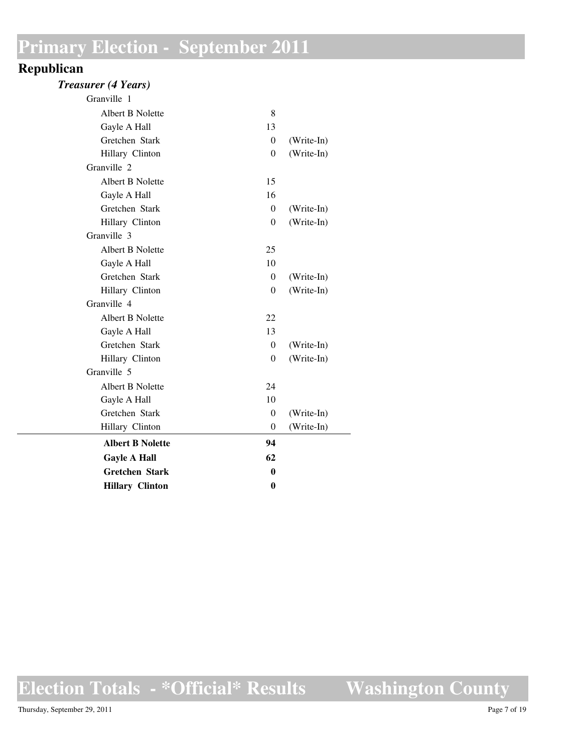# Primary Election - September 2011

## Republican

### *Treasurer (4 Years)*

| Precinct / Candidate | Votes | |
|---|---|---|
| **Granville 1** | | |
| Albert B Nolette | 8 | |
| Gayle A Hall | 13 | |
| Gretchen Stark | 0 | (Write-In) |
| Hillary Clinton | 0 | (Write-In) |
| **Granville 2** | | |
| Albert B Nolette | 15 | |
| Gayle A Hall | 16 | |
| Gretchen Stark | 0 | (Write-In) |
| Hillary Clinton | 0 | (Write-In) |
| **Granville 3** | | |
| Albert B Nolette | 25 | |
| Gayle A Hall | 10 | |
| Gretchen Stark | 0 | (Write-In) |
| Hillary Clinton | 0 | (Write-In) |
| **Granville 4** | | |
| Albert B Nolette | 22 | |
| Gayle A Hall | 13 | |
| Gretchen Stark | 0 | (Write-In) |
| Hillary Clinton | 0 | (Write-In) |
| **Granville 5** | | |
| Albert B Nolette | 24 | |
| Gayle A Hall | 10 | |
| Gretchen Stark | 0 | (Write-In) |
| Hillary Clinton | 0 | (Write-In) |
| **Albert B Nolette** | **94** | |
| **Gayle A Hall** | **62** | |
| **Gretchen Stark** | **0** | |
| **Hillary Clinton** | **0** | |

Election Totals - *Official* Results — Washington County

Thursday, September 29, 2011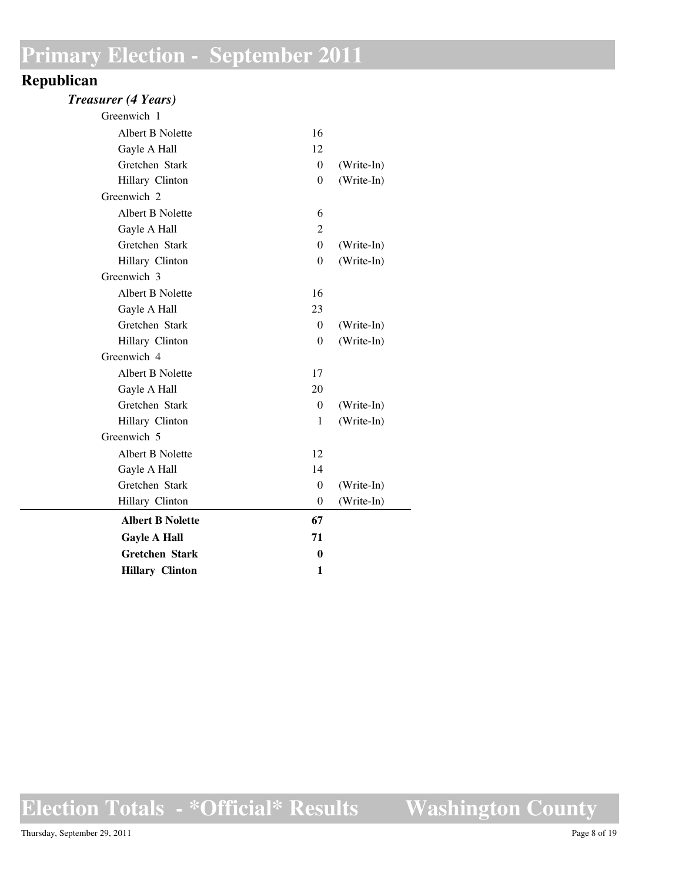# Primary Election - September 2011

## Republican

### *Treasurer (4 Years)*

| | | |
|---|---|---|
| Greenwich 1 | | |
| Albert B Nolette | 16 | |
| Gayle A Hall | 12 | |
| Gretchen Stark | 0 | (Write-In) |
| Hillary Clinton | 0 | (Write-In) |
| Greenwich 2 | | |
| Albert B Nolette | 6 | |
| Gayle A Hall | 2 | |
| Gretchen Stark | 0 | (Write-In) |
| Hillary Clinton | 0 | (Write-In) |
| Greenwich 3 | | |
| Albert B Nolette | 16 | |
| Gayle A Hall | 23 | |
| Gretchen Stark | 0 | (Write-In) |
| Hillary Clinton | 0 | (Write-In) |
| Greenwich 4 | | |
| Albert B Nolette | 17 | |
| Gayle A Hall | 20 | |
| Gretchen Stark | 0 | (Write-In) |
| Hillary Clinton | 1 | (Write-In) |
| Greenwich 5 | | |
| Albert B Nolette | 12 | |
| Gayle A Hall | 14 | |
| Gretchen Stark | 0 | (Write-In) |
| Hillary Clinton | 0 | (Write-In) |
| **Albert B Nolette** | **67** | |
| **Gayle A Hall** | **71** | |
| **Gretchen Stark** | **0** | |
| **Hillary Clinton** | **1** | |

# Election Totals - *Official* Results Washington County

Thursday, September 29, 2011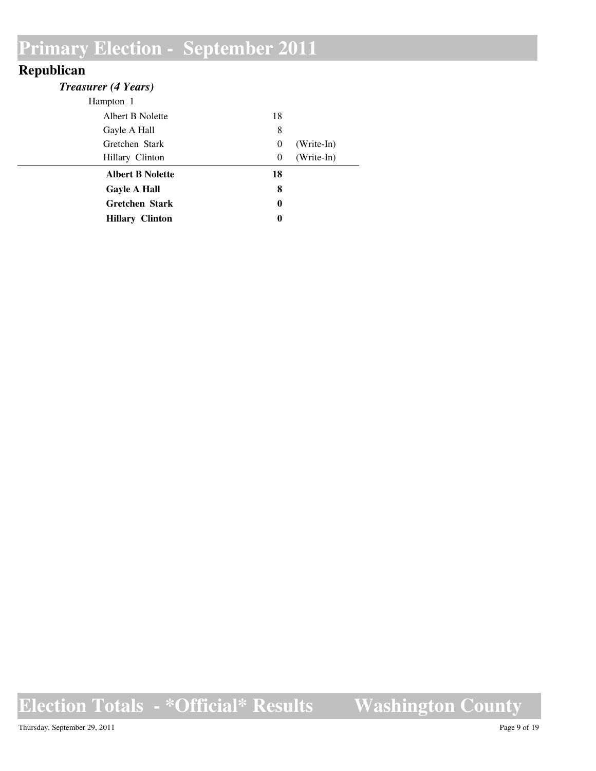# Primary Election - September 2011

## Republican

### *Treasurer (4 Years)*

Hampton 1

| Candidate | Votes | |
|---|---|---|
| Albert B Nolette | 18 | |
| Gayle A Hall | 8 | |
| Gretchen Stark | 0 | (Write-In) |
| Hillary Clinton | 0 | (Write-In) |
| **Albert B Nolette** | **18** | |
| **Gayle A Hall** | **8** | |
| **Gretchen Stark** | **0** | |
| **Hillary Clinton** | **0** | |

# Election Totals - *Official* Results    Washington County

Thursday, September 29, 2011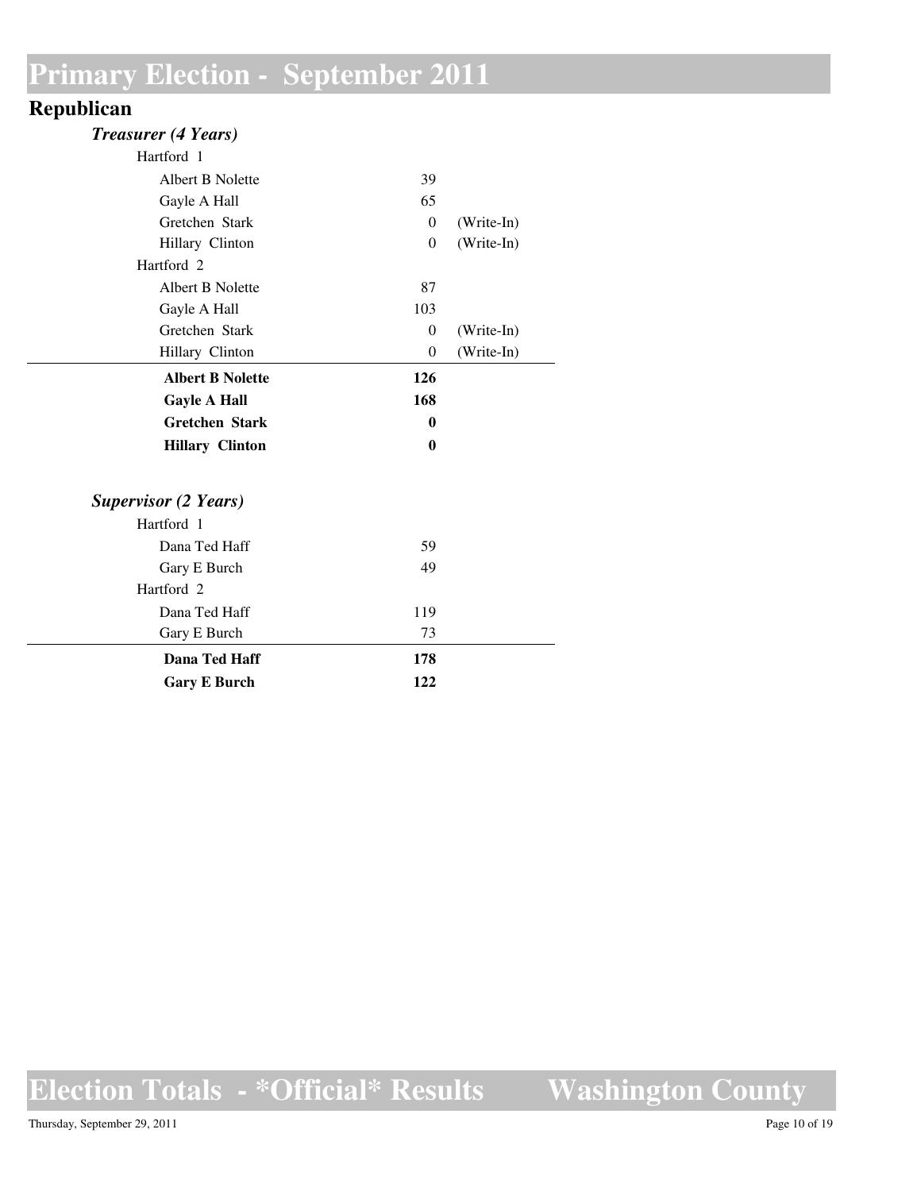# Primary Election - September 2011

## Republican

### *Treasurer (4 Years)*

| | | |
|---|---|---|
| Hartford 1 | | |
| Albert B Nolette | 39 | |
| Gayle A Hall | 65 | |
| Gretchen Stark | 0 | (Write-In) |
| Hillary Clinton | 0 | (Write-In) |
| Hartford 2 | | |
| Albert B Nolette | 87 | |
| Gayle A Hall | 103 | |
| Gretchen Stark | 0 | (Write-In) |
| Hillary Clinton | 0 | (Write-In) |
| **Albert B Nolette** | **126** | |
| **Gayle A Hall** | **168** | |
| **Gretchen Stark** | **0** | |
| **Hillary Clinton** | **0** | |

### *Supervisor (2 Years)*

| | |
|---|---|
| Hartford 1 | |
| Dana Ted Haff | 59 |
| Gary E Burch | 49 |
| Hartford 2 | |
| Dana Ted Haff | 119 |
| Gary E Burch | 73 |
| **Dana Ted Haff** | **178** |
| **Gary E Burch** | **122** |

Election Totals - *Official* Results Washington County

Thursday, September 29, 2011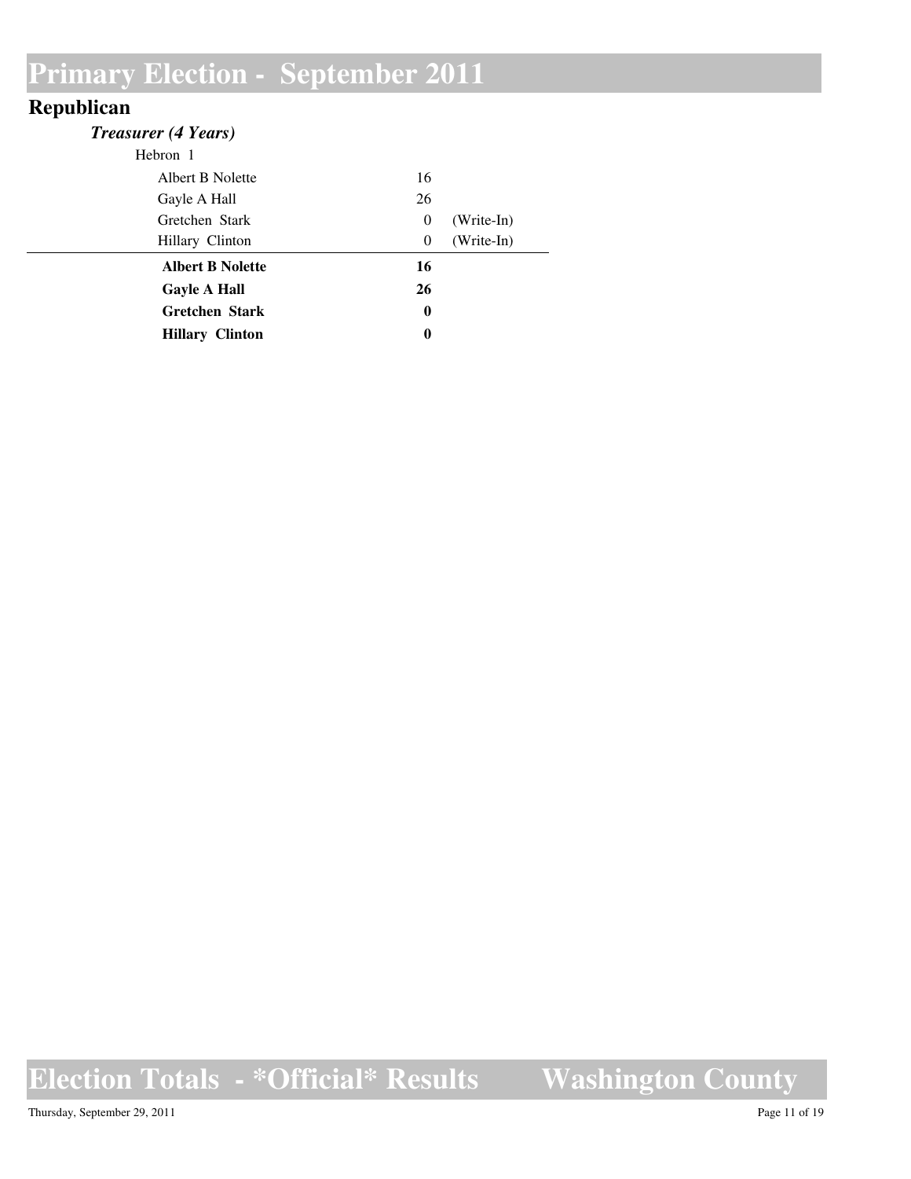# Primary Election - September 2011

## Republican

### *Treasurer (4 Years)*

Hebron 1

| Candidate | Votes | |
|---|---|---|
| Albert B Nolette | 16 | |
| Gayle A Hall | 26 | |
| Gretchen Stark | 0 | (Write-In) |
| Hillary Clinton | 0 | (Write-In) |
| **Albert B Nolette** | **16** | |
| **Gayle A Hall** | **26** | |
| **Gretchen Stark** | **0** | |
| **Hillary Clinton** | **0** | |

# Election Totals - *Official* Results Washington County

Thursday, September 29, 2011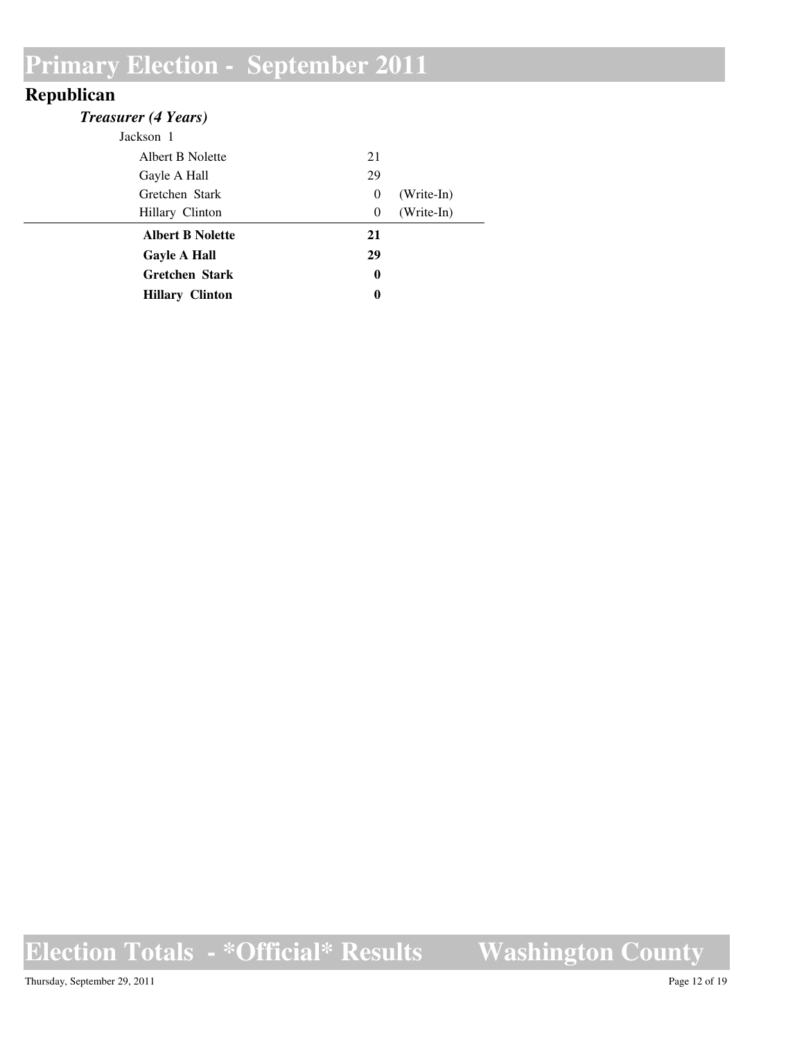# Primary Election - September 2011

## Republican

### *Treasurer (4 Years)*

Jackson 1

| Candidate | Votes | |
|---|---|---|
| Albert B Nolette | 21 | |
| Gayle A Hall | 29 | |
| Gretchen Stark | 0 | (Write-In) |
| Hillary Clinton | 0 | (Write-In) |
| **Albert B Nolette** | **21** | |
| **Gayle A Hall** | **29** | |
| **Gretchen Stark** | **0** | |
| **Hillary Clinton** | **0** | |

# Election Totals - *Official* Results Washington County

Thursday, September 29, 2011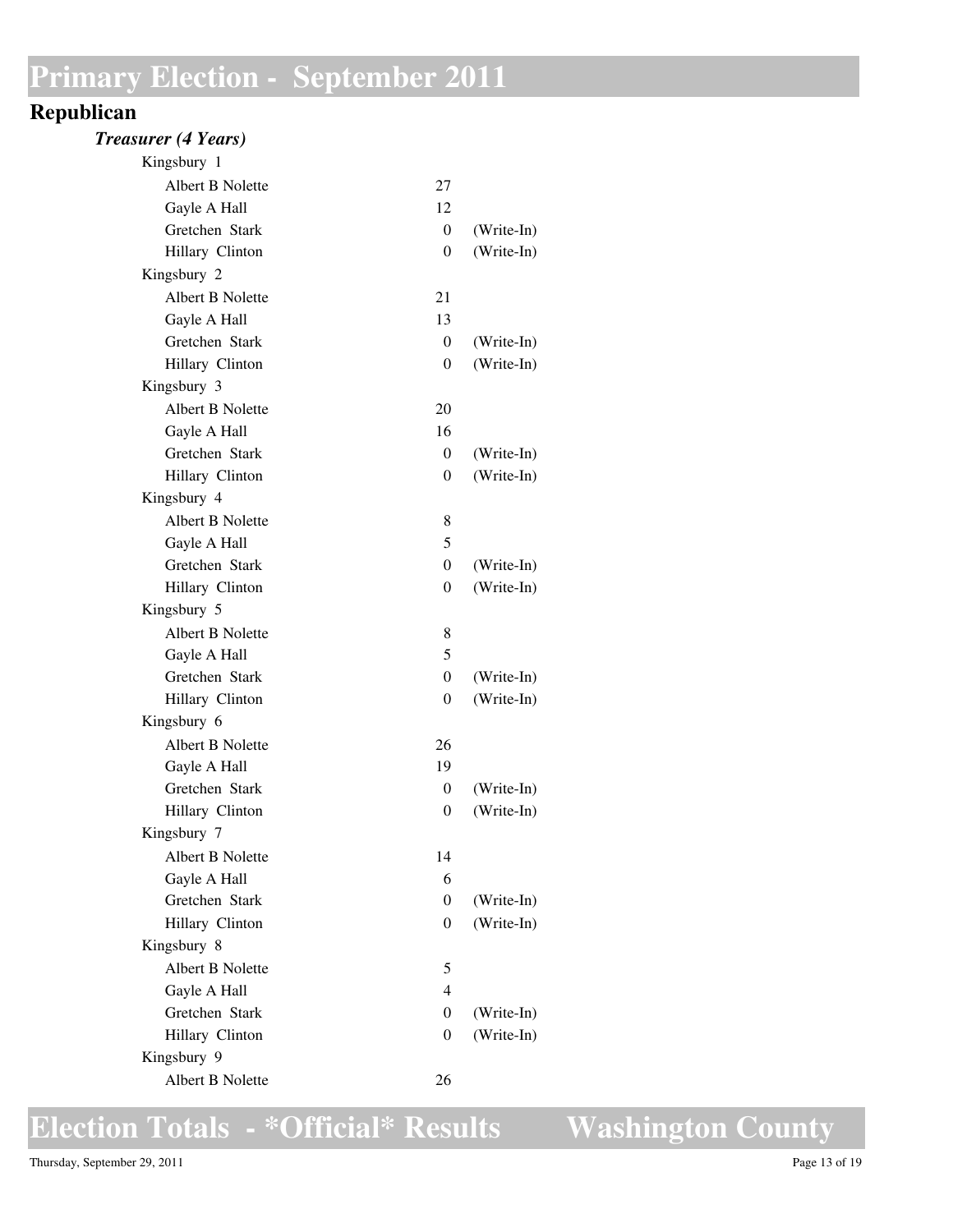# Primary Election - September 2011

## Republican

### *Treasurer (4 Years)*

| Precinct / Candidate | Votes | |
|---|---|---|
| **Kingsbury 1** | | |
| Albert B Nolette | 27 | |
| Gayle A Hall | 12 | |
| Gretchen Stark | 0 | (Write-In) |
| Hillary Clinton | 0 | (Write-In) |
| **Kingsbury 2** | | |
| Albert B Nolette | 21 | |
| Gayle A Hall | 13 | |
| Gretchen Stark | 0 | (Write-In) |
| Hillary Clinton | 0 | (Write-In) |
| **Kingsbury 3** | | |
| Albert B Nolette | 20 | |
| Gayle A Hall | 16 | |
| Gretchen Stark | 0 | (Write-In) |
| Hillary Clinton | 0 | (Write-In) |
| **Kingsbury 4** | | |
| Albert B Nolette | 8 | |
| Gayle A Hall | 5 | |
| Gretchen Stark | 0 | (Write-In) |
| Hillary Clinton | 0 | (Write-In) |
| **Kingsbury 5** | | |
| Albert B Nolette | 8 | |
| Gayle A Hall | 5 | |
| Gretchen Stark | 0 | (Write-In) |
| Hillary Clinton | 0 | (Write-In) |
| **Kingsbury 6** | | |
| Albert B Nolette | 26 | |
| Gayle A Hall | 19 | |
| Gretchen Stark | 0 | (Write-In) |
| Hillary Clinton | 0 | (Write-In) |
| **Kingsbury 7** | | |
| Albert B Nolette | 14 | |
| Gayle A Hall | 6 | |
| Gretchen Stark | 0 | (Write-In) |
| Hillary Clinton | 0 | (Write-In) |
| **Kingsbury 8** | | |
| Albert B Nolette | 5 | |
| Gayle A Hall | 4 | |
| Gretchen Stark | 0 | (Write-In) |
| Hillary Clinton | 0 | (Write-In) |
| **Kingsbury 9** | | |
| Albert B Nolette | 26 | |

Election Totals - *Official* Results — Washington County

Thursday, September 29, 2011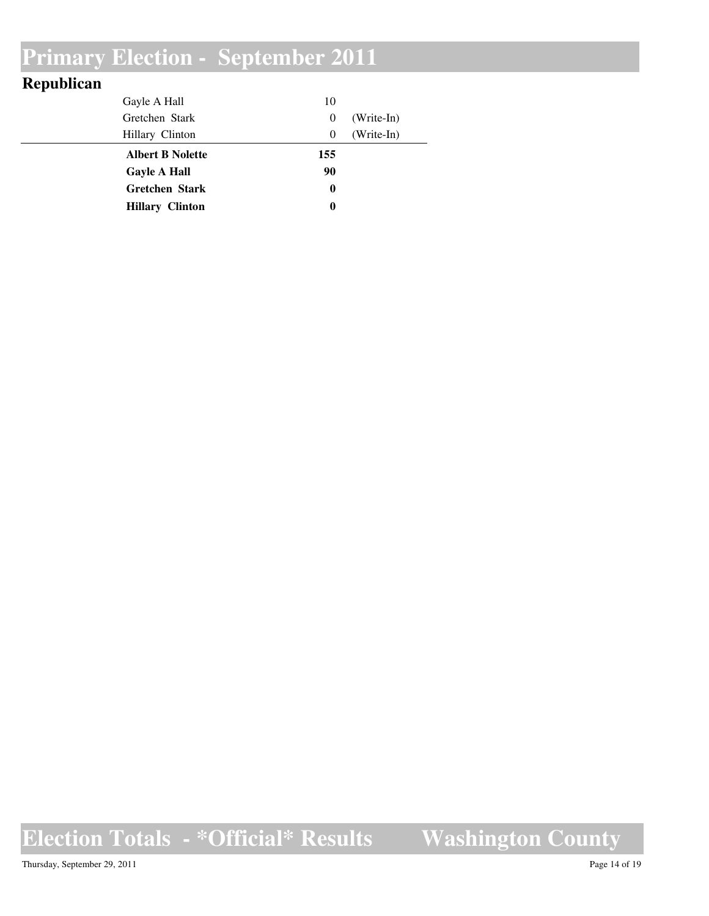# Primary Election - September 2011

## Republican

| | | |
|---|---|---|
| Gayle A Hall | 10 | |
| Gretchen Stark | 0 | (Write-In) |
| Hillary Clinton | 0 | (Write-In) |
| **Albert B Nolette** | **155** | |
| **Gayle A Hall** | **90** | |
| **Gretchen Stark** | **0** | |
| **Hillary Clinton** | **0** | |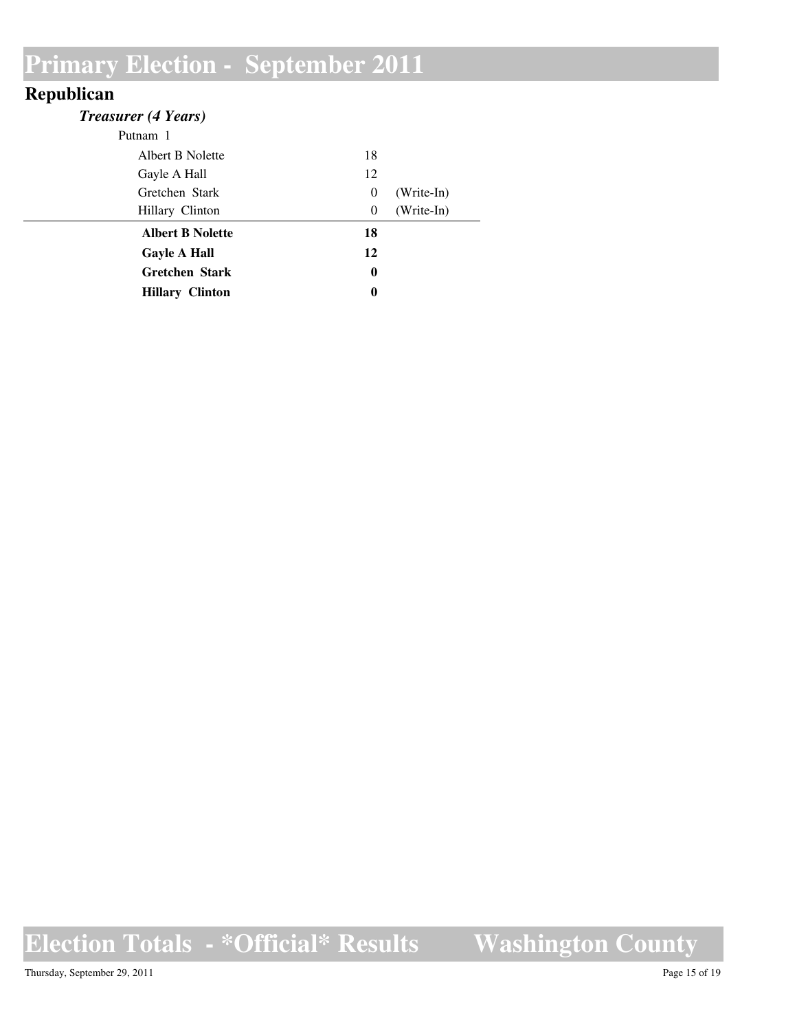# Primary Election - September 2011

## Republican

### *Treasurer (4 Years)*

Putnam 1

| Candidate | Votes | |
|---|---|---|
| Albert B Nolette | 18 | |
| Gayle A Hall | 12 | |
| Gretchen Stark | 0 | (Write-In) |
| Hillary Clinton | 0 | (Write-In) |
| **Albert B Nolette** | **18** | |
| **Gayle A Hall** | **12** | |
| **Gretchen Stark** | **0** | |
| **Hillary Clinton** | **0** | |

# Election Totals - *Official* Results Washington County

Thursday, September 29, 2011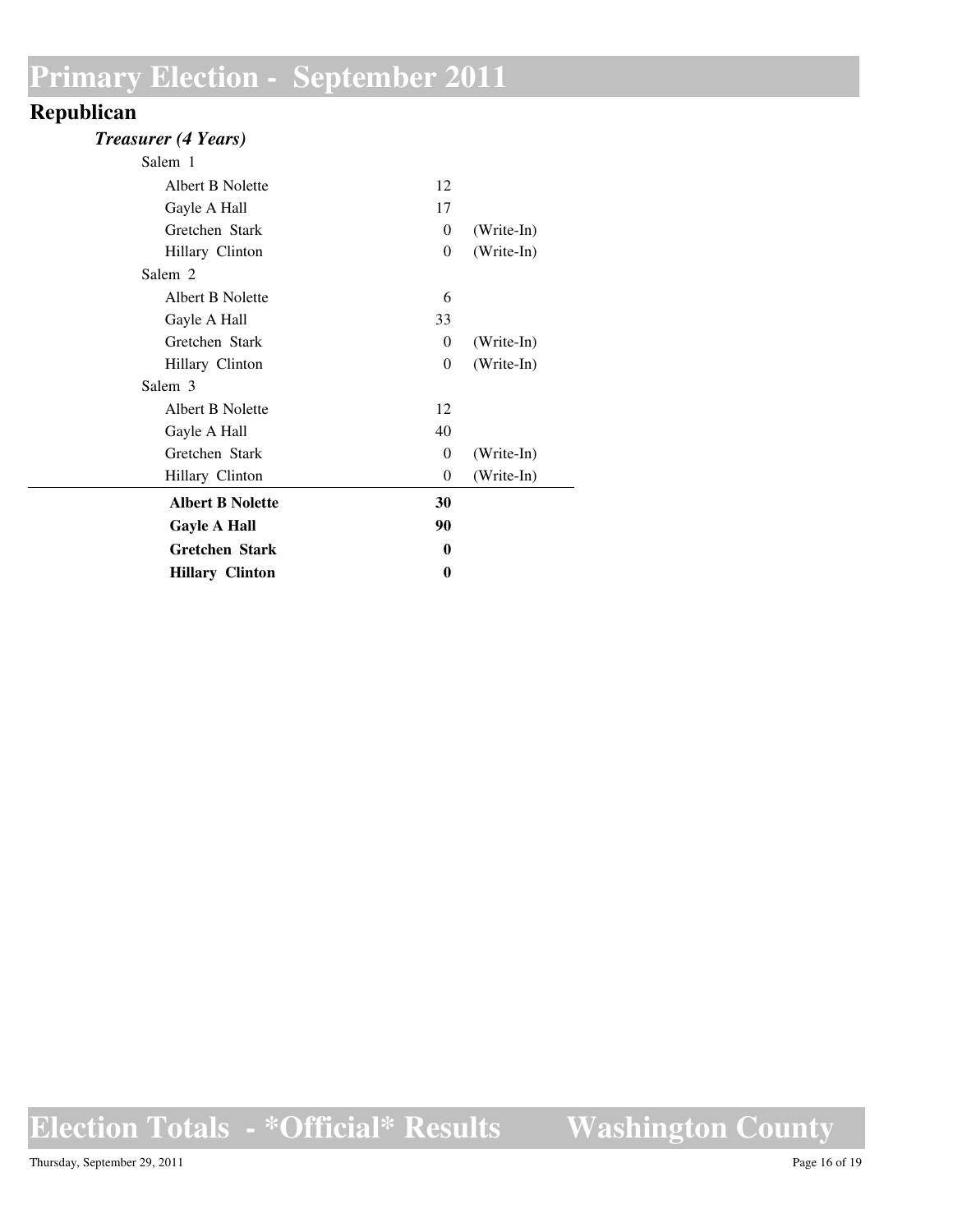# Primary Election - September 2011

## Republican

### *Treasurer (4 Years)*

| Precinct / Candidate | Votes | |
|---|---|---|
| **Salem 1** | | |
| Albert B Nolette | 12 | |
| Gayle A Hall | 17 | |
| Gretchen Stark | 0 | (Write-In) |
| Hillary Clinton | 0 | (Write-In) |
| **Salem 2** | | |
| Albert B Nolette | 6 | |
| Gayle A Hall | 33 | |
| Gretchen Stark | 0 | (Write-In) |
| Hillary Clinton | 0 | (Write-In) |
| **Salem 3** | | |
| Albert B Nolette | 12 | |
| Gayle A Hall | 40 | |
| Gretchen Stark | 0 | (Write-In) |
| Hillary Clinton | 0 | (Write-In) |
| **Albert B Nolette** | **30** | |
| **Gayle A Hall** | **90** | |
| **Gretchen Stark** | **0** | |
| **Hillary Clinton** | **0** | |

Election Totals - *Official* Results    Washington County

Thursday, September 29, 2011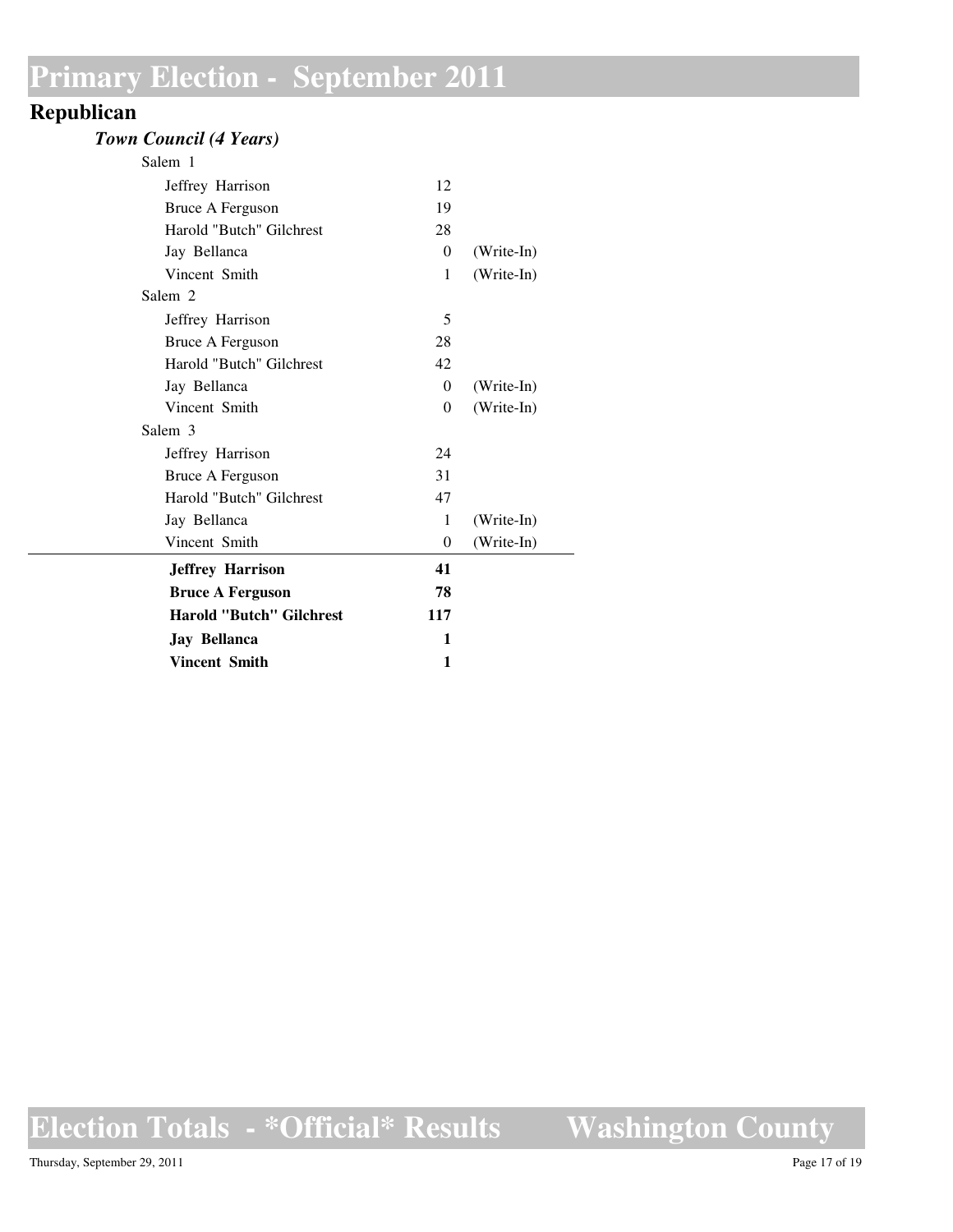# Primary Election - September 2011

## Republican

### *Town Council (4 Years)*

Salem 1

| Candidate | Votes | |
|---|---|---|
| Jeffrey Harrison | 12 | |
| Bruce A Ferguson | 19 | |
| Harold "Butch" Gilchrest | 28 | |
| Jay Bellanca | 0 | (Write-In) |
| Vincent Smith | 1 | (Write-In) |

Salem 2

| Candidate | Votes | |
|---|---|---|
| Jeffrey Harrison | 5 | |
| Bruce A Ferguson | 28 | |
| Harold "Butch" Gilchrest | 42 | |
| Jay Bellanca | 0 | (Write-In) |
| Vincent Smith | 0 | (Write-In) |

Salem 3

| Candidate | Votes | |
|---|---|---|
| Jeffrey Harrison | 24 | |
| Bruce A Ferguson | 31 | |
| Harold "Butch" Gilchrest | 47 | |
| Jay Bellanca | 1 | (Write-In) |
| Vincent Smith | 0 | (Write-In) |

| Candidate | Total |
|---|---|
| **Jeffrey Harrison** | **41** |
| **Bruce A Ferguson** | **78** |
| **Harold "Butch" Gilchrest** | **117** |
| **Jay Bellanca** | **1** |
| **Vincent Smith** | **1** |

Election Totals - *Official* Results — Washington County

Thursday, September 29, 2011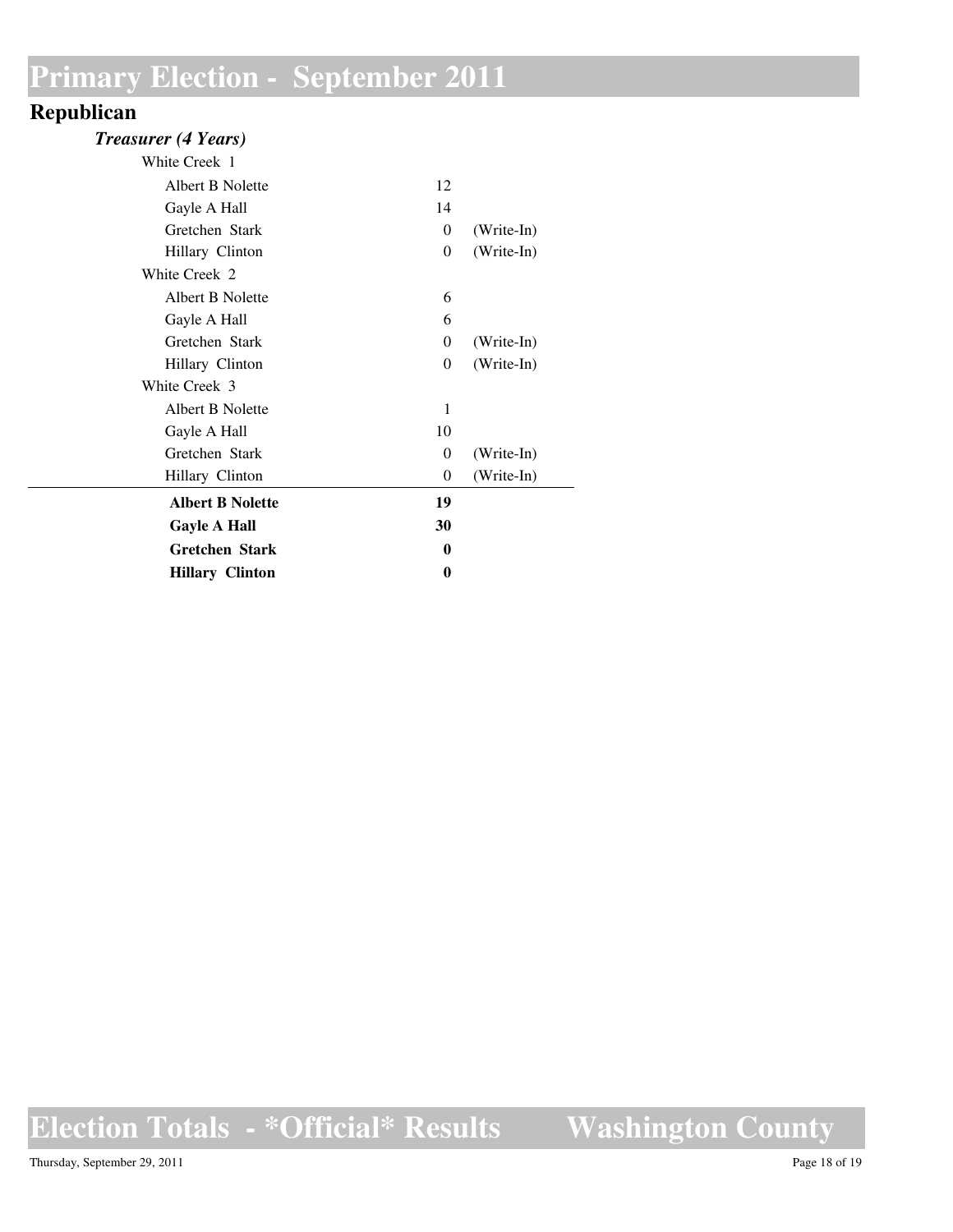# Primary Election - September 2011

## Republican

### *Treasurer (4 Years)*

| | | |
|---|---|---|
| **White Creek 1** | | |
| Albert B Nolette | 12 | |
| Gayle A Hall | 14 | |
| Gretchen Stark | 0 | (Write-In) |
| Hillary Clinton | 0 | (Write-In) |
| **White Creek 2** | | |
| Albert B Nolette | 6 | |
| Gayle A Hall | 6 | |
| Gretchen Stark | 0 | (Write-In) |
| Hillary Clinton | 0 | (Write-In) |
| **White Creek 3** | | |
| Albert B Nolette | 1 | |
| Gayle A Hall | 10 | |
| Gretchen Stark | 0 | (Write-In) |
| Hillary Clinton | 0 | (Write-In) |
| **Albert B Nolette** | **19** | |
| **Gayle A Hall** | **30** | |
| **Gretchen Stark** | **0** | |
| **Hillary Clinton** | **0** | |

Election Totals - *Official* Results — Washington County

Thursday, September 29, 2011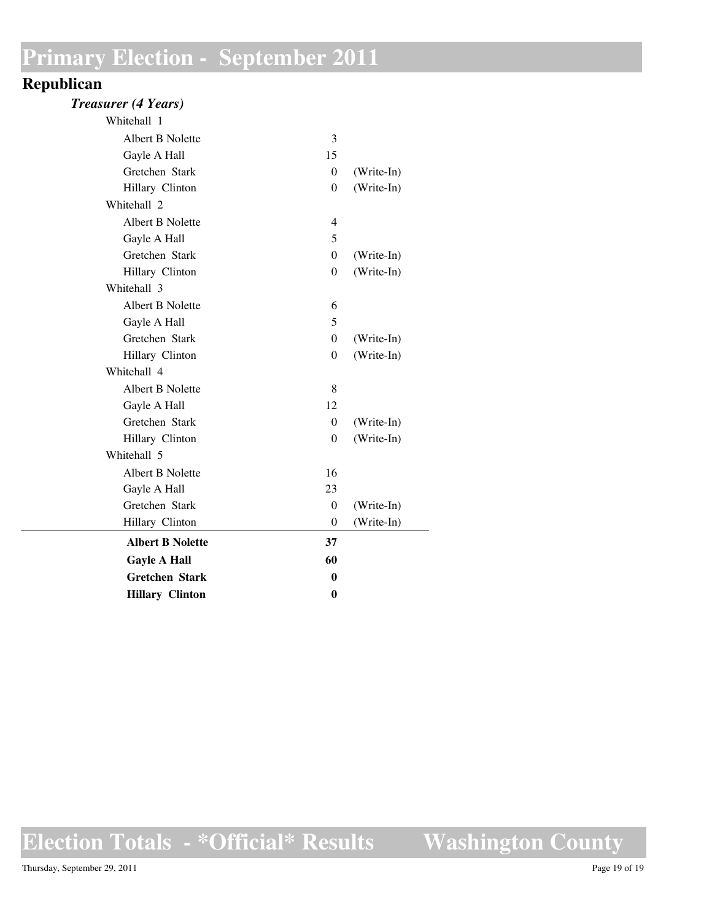# Primary Election - September 2011

## Republican

### *Treasurer (4 Years)*

| | | |
|---|---|---|
| Whitehall 1 | | |
| Albert B Nolette | 3 | |
| Gayle A Hall | 15 | |
| Gretchen Stark | 0 | (Write-In) |
| Hillary Clinton | 0 | (Write-In) |
| Whitehall 2 | | |
| Albert B Nolette | 4 | |
| Gayle A Hall | 5 | |
| Gretchen Stark | 0 | (Write-In) |
| Hillary Clinton | 0 | (Write-In) |
| Whitehall 3 | | |
| Albert B Nolette | 6 | |
| Gayle A Hall | 5 | |
| Gretchen Stark | 0 | (Write-In) |
| Hillary Clinton | 0 | (Write-In) |
| Whitehall 4 | | |
| Albert B Nolette | 8 | |
| Gayle A Hall | 12 | |
| Gretchen Stark | 0 | (Write-In) |
| Hillary Clinton | 0 | (Write-In) |
| Whitehall 5 | | |
| Albert B Nolette | 16 | |
| Gayle A Hall | 23 | |
| Gretchen Stark | 0 | (Write-In) |
| Hillary Clinton | 0 | (Write-In) |
| **Albert B Nolette** | **37** | |
| **Gayle A Hall** | **60** | |
| **Gretchen Stark** | **0** | |
| **Hillary Clinton** | **0** | |

# Election Totals - *Official* Results    Washington County

Thursday, September 29, 2011